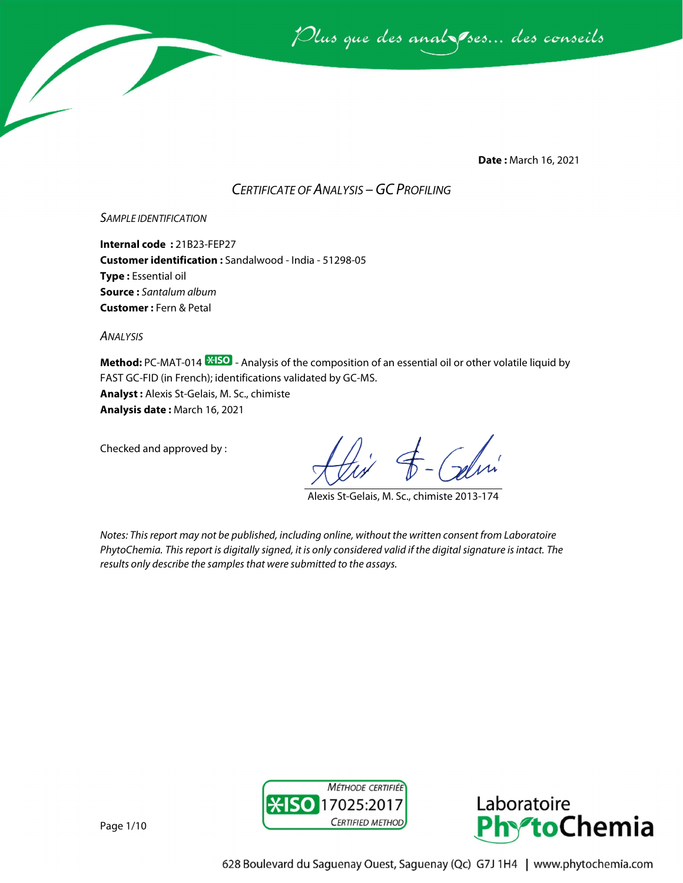*Plus que des analyses... des conseils*

**Date :** March 16, 2021

## *CERTIFICATE OF ANALYSIS – GC PROFILING*

### *SAMPLE IDENTIFICATION*

**Internal code :** 21B23-FEP27
**Customer identification :** Sandalwood - India - 51298-05
**Type :** Essential oil
**Source :** *Santalum album*
**Customer :** Fern & Petal

### *ANALYSIS*

**Method:** PC-MAT-014 ISO - Analysis of the composition of an essential oil or other volatile liquid by FAST GC-FID (in French); identifications validated by GC-MS.
**Analyst :** Alexis St-Gelais, M. Sc., chimiste
**Analysis date :** March 16, 2021

Checked and approved by :

Alexis St-Gelais, M. Sc., chimiste 2013-174

*Notes: This report may not be published, including online, without the written consent from Laboratoire PhytoChemia. This report is digitally signed, it is only considered valid if the digital signature is intact. The results only describe the samples that were submitted to the assays.*

MÉTHODE CERTIFIÉE ISO 17025:2017 CERTIFIED METHOD

Laboratoire PhytoChemia

628 Boulevard du Saguenay Ouest, Saguenay (Qc) G7J 1H4 | www.phytochemia.com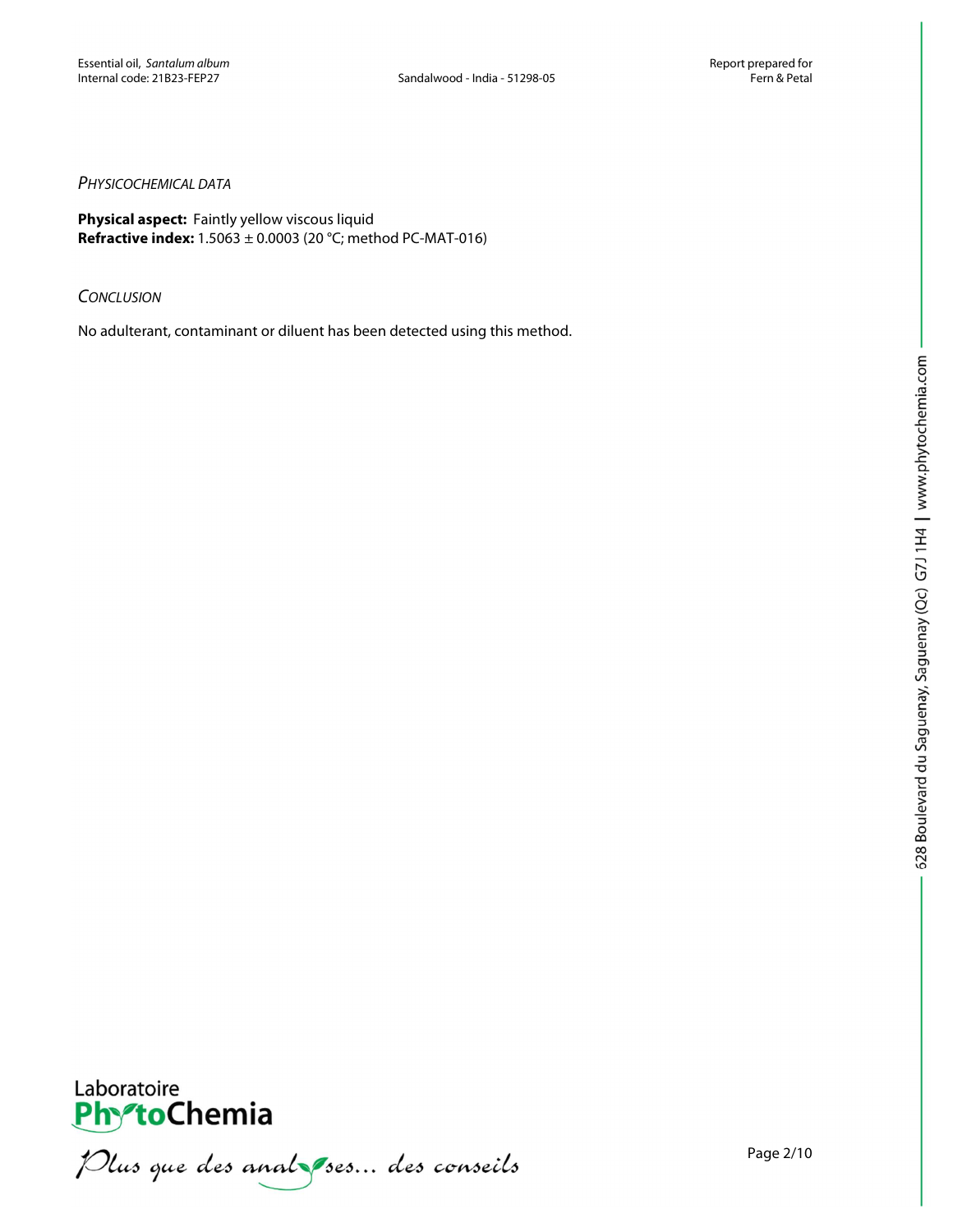## *Physicochemical data*

**Physical aspect:** Faintly yellow viscous liquid
**Refractive index:** 1.5063 ± 0.0003 (20 °C; method PC-MAT-016)

## *Conclusion*

No adulterant, contaminant or diluent has been detected using this method.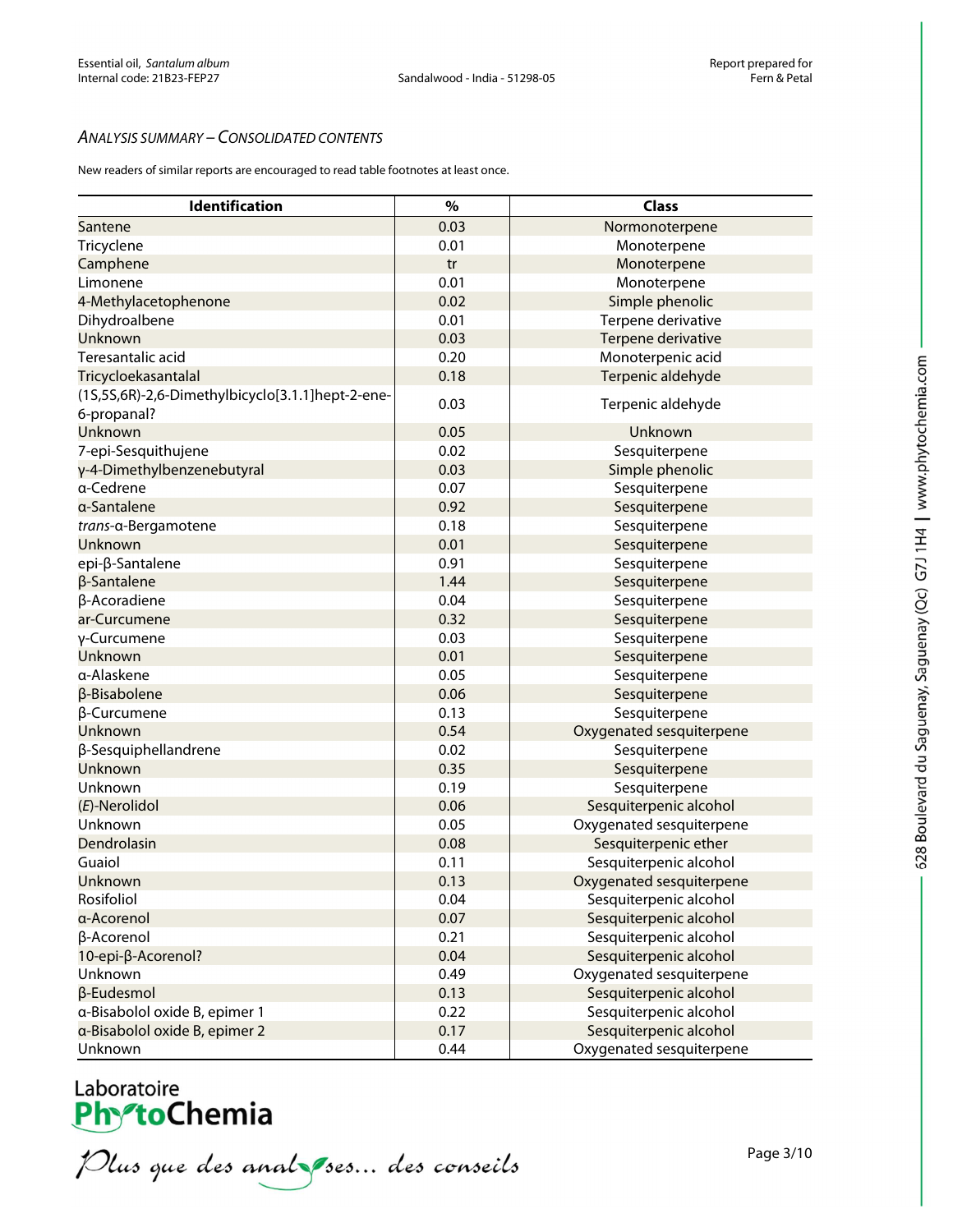## *ANALYSIS SUMMARY – CONSOLIDATED CONTENTS*

New readers of similar reports are encouraged to read table footnotes at least once.

| Identification | % | Class |
|---|---|---|
| Santene | 0.03 | Normonoterpene |
| Tricyclene | 0.01 | Monoterpene |
| Camphene | tr | Monoterpene |
| Limonene | 0.01 | Monoterpene |
| 4-Methylacetophenone | 0.02 | Simple phenolic |
| Dihydroalbene | 0.01 | Terpene derivative |
| Unknown | 0.03 | Terpene derivative |
| Teresantalic acid | 0.20 | Monoterpenic acid |
| Tricycloekasantalal | 0.18 | Terpenic aldehyde |
| (1S,5S,6R)-2,6-Dimethylbicyclo[3.1.1]hept-2-ene-6-propanal? | 0.03 | Terpenic aldehyde |
| Unknown | 0.05 | Unknown |
| 7-epi-Sesquithujene | 0.02 | Sesquiterpene |
| γ-4-Dimethylbenzenebutyral | 0.03 | Simple phenolic |
| α-Cedrene | 0.07 | Sesquiterpene |
| α-Santalene | 0.92 | Sesquiterpene |
| *trans*-α-Bergamotene | 0.18 | Sesquiterpene |
| Unknown | 0.01 | Sesquiterpene |
| epi-β-Santalene | 0.91 | Sesquiterpene |
| β-Santalene | 1.44 | Sesquiterpene |
| β-Acoradiene | 0.04 | Sesquiterpene |
| ar-Curcumene | 0.32 | Sesquiterpene |
| γ-Curcumene | 0.03 | Sesquiterpene |
| Unknown | 0.01 | Sesquiterpene |
| α-Alaskene | 0.05 | Sesquiterpene |
| β-Bisabolene | 0.06 | Sesquiterpene |
| β-Curcumene | 0.13 | Sesquiterpene |
| Unknown | 0.54 | Oxygenated sesquiterpene |
| β-Sesquiphellandrene | 0.02 | Sesquiterpene |
| Unknown | 0.35 | Sesquiterpene |
| Unknown | 0.19 | Sesquiterpene |
| (*E*)-Nerolidol | 0.06 | Sesquiterpenic alcohol |
| Unknown | 0.05 | Oxygenated sesquiterpene |
| Dendrolasin | 0.08 | Sesquiterpenic ether |
| Guaiol | 0.11 | Sesquiterpenic alcohol |
| Unknown | 0.13 | Oxygenated sesquiterpene |
| Rosifoliol | 0.04 | Sesquiterpenic alcohol |
| α-Acorenol | 0.07 | Sesquiterpenic alcohol |
| β-Acorenol | 0.21 | Sesquiterpenic alcohol |
| 10-epi-β-Acorenol? | 0.04 | Sesquiterpenic alcohol |
| Unknown | 0.49 | Oxygenated sesquiterpene |
| β-Eudesmol | 0.13 | Sesquiterpenic alcohol |
| α-Bisabolol oxide B, epimer 1 | 0.22 | Sesquiterpenic alcohol |
| α-Bisabolol oxide B, epimer 2 | 0.17 | Sesquiterpenic alcohol |
| Unknown | 0.44 | Oxygenated sesquiterpene |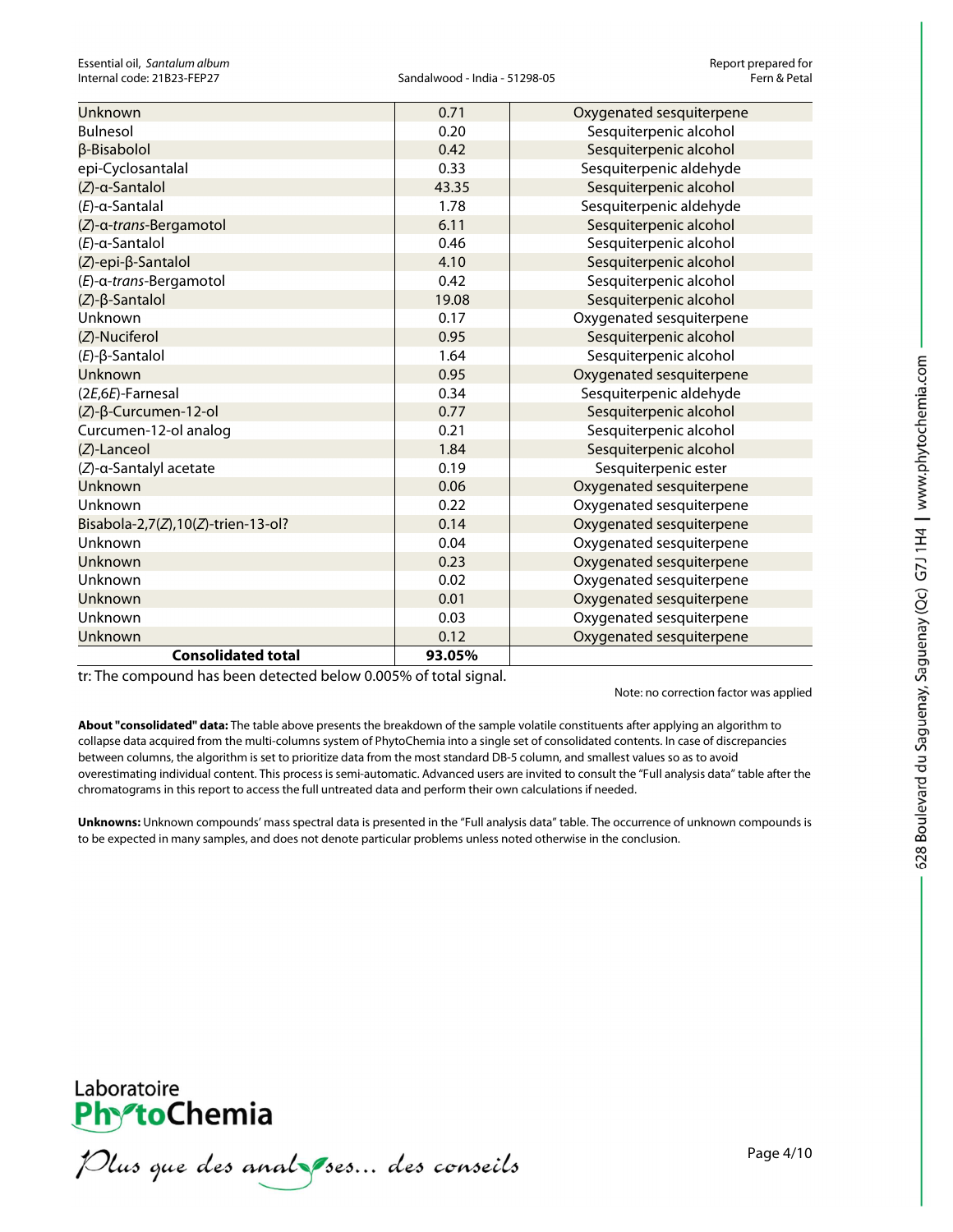| Unknown | 0.71 | Oxygenated sesquiterpene |
|---|---|---|
| Bulnesol | 0.20 | Sesquiterpenic alcohol |
| β-Bisabolol | 0.42 | Sesquiterpenic alcohol |
| epi-Cyclosantalal | 0.33 | Sesquiterpenic aldehyde |
| (*Z*)-α-Santalol | 43.35 | Sesquiterpenic alcohol |
| (*E*)-α-Santalal | 1.78 | Sesquiterpenic aldehyde |
| (*Z*)-α-*trans*-Bergamotol | 6.11 | Sesquiterpenic alcohol |
| (*E*)-α-Santalol | 0.46 | Sesquiterpenic alcohol |
| (*Z*)-epi-β-Santalol | 4.10 | Sesquiterpenic alcohol |
| (*E*)-α-*trans*-Bergamotol | 0.42 | Sesquiterpenic alcohol |
| (*Z*)-β-Santalol | 19.08 | Sesquiterpenic alcohol |
| Unknown | 0.17 | Oxygenated sesquiterpene |
| (*Z*)-Nuciferol | 0.95 | Sesquiterpenic alcohol |
| (*E*)-β-Santalol | 1.64 | Sesquiterpenic alcohol |
| Unknown | 0.95 | Oxygenated sesquiterpene |
| (2*E*,6*E*)-Farnesal | 0.34 | Sesquiterpenic aldehyde |
| (*Z*)-β-Curcumen-12-ol | 0.77 | Sesquiterpenic alcohol |
| Curcumen-12-ol analog | 0.21 | Sesquiterpenic alcohol |
| (*Z*)-Lanceol | 1.84 | Sesquiterpenic alcohol |
| (*Z*)-α-Santalyl acetate | 0.19 | Sesquiterpenic ester |
| Unknown | 0.06 | Oxygenated sesquiterpene |
| Unknown | 0.22 | Oxygenated sesquiterpene |
| Bisabola-2,7(*Z*),10(*Z*)-trien-13-ol? | 0.14 | Oxygenated sesquiterpene |
| Unknown | 0.04 | Oxygenated sesquiterpene |
| Unknown | 0.23 | Oxygenated sesquiterpene |
| Unknown | 0.02 | Oxygenated sesquiterpene |
| Unknown | 0.01 | Oxygenated sesquiterpene |
| Unknown | 0.03 | Oxygenated sesquiterpene |
| Unknown | 0.12 | Oxygenated sesquiterpene |
| **Consolidated total** | **93.05%** | |

tr: The compound has been detected below 0.005% of total signal.

Note: no correction factor was applied

**About "consolidated" data:** The table above presents the breakdown of the sample volatile constituents after applying an algorithm to collapse data acquired from the multi-columns system of PhytoChemia into a single set of consolidated contents. In case of discrepancies between columns, the algorithm is set to prioritize data from the most standard DB-5 column, and smallest values so as to avoid overestimating individual content. This process is semi-automatic. Advanced users are invited to consult the "Full analysis data" table after the chromatograms in this report to access the full untreated data and perform their own calculations if needed.

**Unknowns:** Unknown compounds' mass spectral data is presented in the "Full analysis data" table. The occurrence of unknown compounds is to be expected in many samples, and does not denote particular problems unless noted otherwise in the conclusion.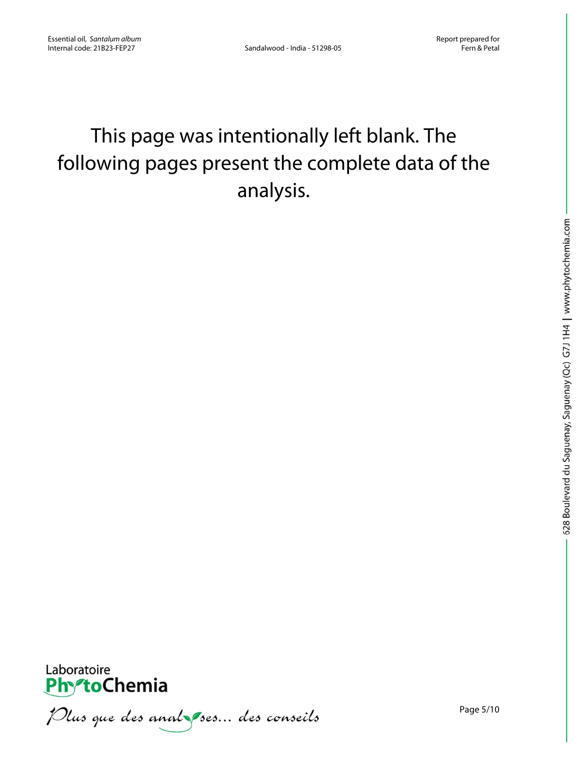This page was intentionally left blank. The following pages present the complete data of the analysis.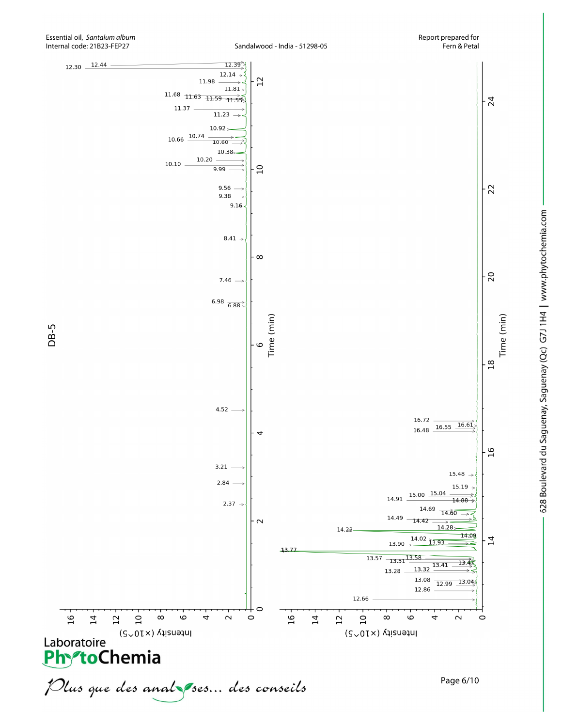DB-5

Time (min)

Intensity (×10^5)

Peak labels (retention times, min): 2.37, 2.84, 3.21, 4.52, 6.88, 6.98, 7.46, 8.41, 9.16, 9.38, 9.56, 9.99, 10.10, 10.20, 10.38, 10.60, 10.66, 10.74, 10.92, 11.23, 11.37, 11.55, 11.59, 11.63, 11.68, 11.81, 11.98, 12.14, 12.30, 12.39, 12.44

Peak labels (retention times, min): 12.66, 12.86, 12.99, 13.04, 13.08, 13.28, 13.32, 13.41, 13.47, 13.51, 13.57, 13.58, 13.77, 13.90, 13.93, 14.02, 14.09, 14.23, 14.28, 14.42, 14.49, 14.60, 14.69, 14.88, 14.91, 15.00, 15.04, 15.19, 15.48, 16.48, 16.55, 16.61, 16.72

Laboratoire PhytoChemia

*Plus que des analyses... des conseils*

528 Boulevard du Saguenay, Saguenay (Qc) G7J 1H4 | www.phytochemia.com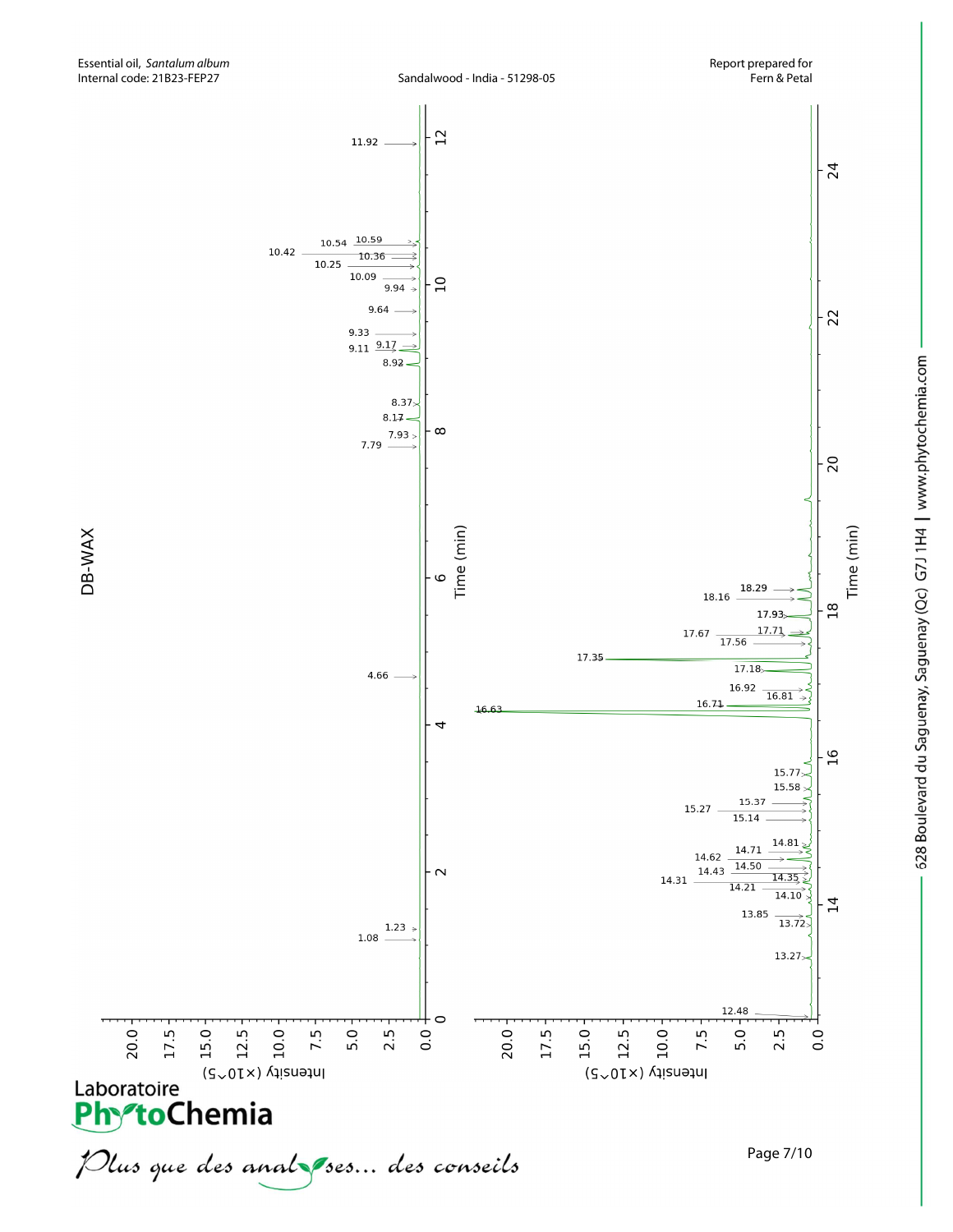Essential oil, *Santalum album*
Internal code: 21B23-FEP27

Sandalwood - India - 51298-05

Report prepared for
Fern & Petal

## DB-WAX

Peak retention times (min): 1.08, 1.23, 4.66, 7.79, 7.93, 8.17, 8.37, 8.92, 9.11, 9.17, 9.33, 9.64, 9.94, 10.09, 10.25, 10.36, 10.42, 10.54, 10.59, 11.92

Peak retention times (min): 12.48, 13.27, 13.72, 13.85, 14.10, 14.21, 14.31, 14.35, 14.43, 14.50, 14.62, 14.71, 14.81, 15.14, 15.27, 15.37, 15.58, 15.77, 16.63, 16.71, 16.81, 16.92, 17.18, 17.35, 17.56, 17.67, 17.71, 17.93, 18.16, 18.29

Axes: Time (min); Intensity (×10^5)

Laboratoire PhytoChemia

*Plus que des analyses... des conseils*

628 Boulevard du Saguenay, Saguenay (Qc) G7J 1H4 | www.phytochemia.com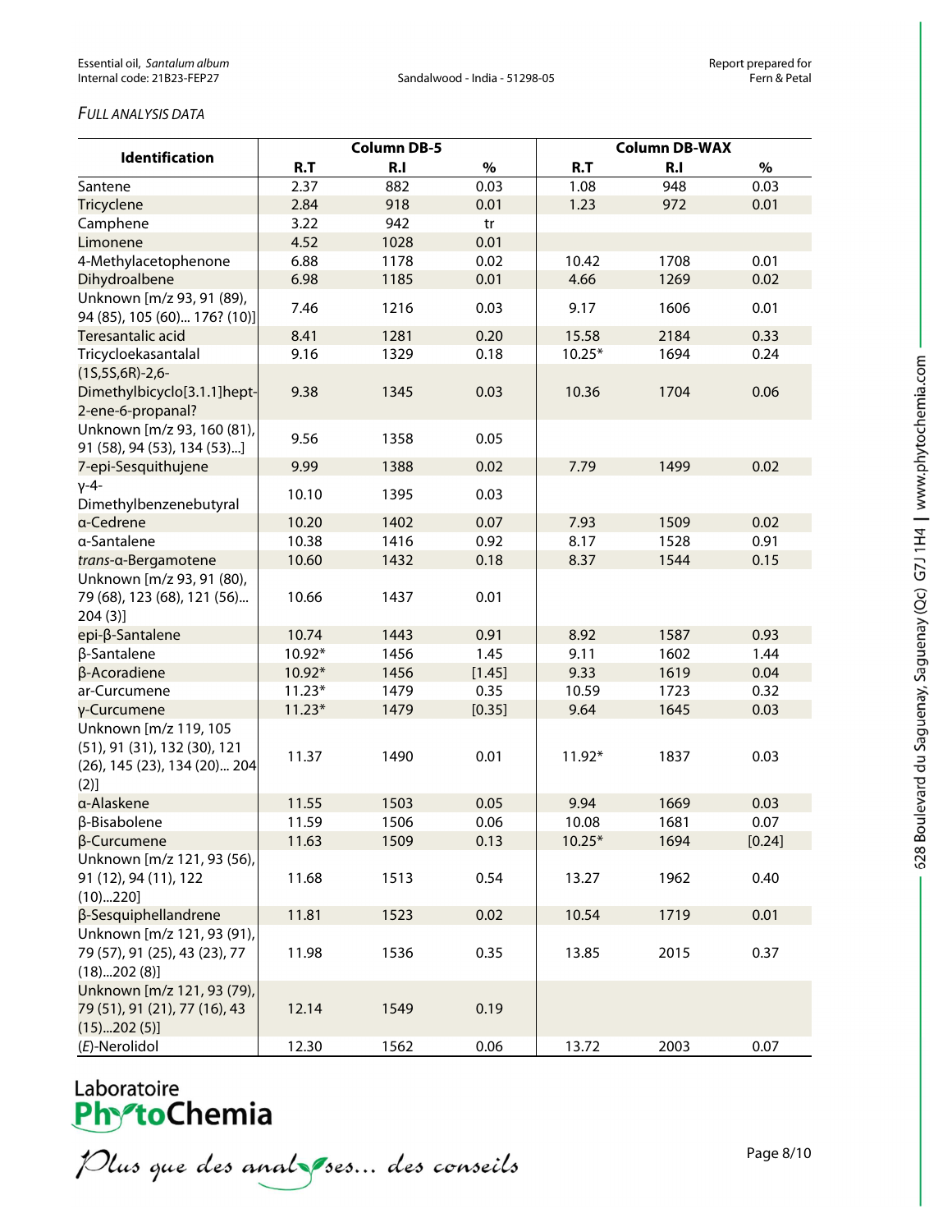*FULL ANALYSIS DATA*

| Identification | Column DB-5 | | | Column DB-WAX | | |
|---|---|---|---|---|---|---|
| | R.T | R.I | % | R.T | R.I | % |
| Santene | 2.37 | 882 | 0.03 | 1.08 | 948 | 0.03 |
| Tricyclene | 2.84 | 918 | 0.01 | 1.23 | 972 | 0.01 |
| Camphene | 3.22 | 942 | tr | | | |
| Limonene | 4.52 | 1028 | 0.01 | | | |
| 4-Methylacetophenone | 6.88 | 1178 | 0.02 | 10.42 | 1708 | 0.01 |
| Dihydroalbene | 6.98 | 1185 | 0.01 | 4.66 | 1269 | 0.02 |
| Unknown [m/z 93, 91 (89), 94 (85), 105 (60)... 176? (10)] | 7.46 | 1216 | 0.03 | 9.17 | 1606 | 0.01 |
| Teresantalic acid | 8.41 | 1281 | 0.20 | 15.58 | 2184 | 0.33 |
| Tricycloekasantalal | 9.16 | 1329 | 0.18 | 10.25* | 1694 | 0.24 |
| (1S,5S,6R)-2,6-Dimethylbicyclo[3.1.1]hept-2-ene-6-propanal? | 9.38 | 1345 | 0.03 | 10.36 | 1704 | 0.06 |
| Unknown [m/z 93, 160 (81), 91 (58), 94 (53), 134 (53)...] | 9.56 | 1358 | 0.05 | | | |
| 7-epi-Sesquithujene | 9.99 | 1388 | 0.02 | 7.79 | 1499 | 0.02 |
| γ-4-Dimethylbenzenebutyral | 10.10 | 1395 | 0.03 | | | |
| α-Cedrene | 10.20 | 1402 | 0.07 | 7.93 | 1509 | 0.02 |
| α-Santalene | 10.38 | 1416 | 0.92 | 8.17 | 1528 | 0.91 |
| *trans*-α-Bergamotene | 10.60 | 1432 | 0.18 | 8.37 | 1544 | 0.15 |
| Unknown [m/z 93, 91 (80), 79 (68), 123 (68), 121 (56)... 204 (3)] | 10.66 | 1437 | 0.01 | | | |
| epi-β-Santalene | 10.74 | 1443 | 0.91 | 8.92 | 1587 | 0.93 |
| β-Santalene | 10.92* | 1456 | 1.45 | 9.11 | 1602 | 1.44 |
| β-Acoradiene | 10.92* | 1456 | [1.45] | 9.33 | 1619 | 0.04 |
| ar-Curcumene | 11.23* | 1479 | 0.35 | 10.59 | 1723 | 0.32 |
| γ-Curcumene | 11.23* | 1479 | [0.35] | 9.64 | 1645 | 0.03 |
| Unknown [m/z 119, 105 (51), 91 (31), 132 (30), 121 (26), 145 (23), 134 (20)... 204 (2)] | 11.37 | 1490 | 0.01 | 11.92* | 1837 | 0.03 |
| α-Alaskene | 11.55 | 1503 | 0.05 | 9.94 | 1669 | 0.03 |
| β-Bisabolene | 11.59 | 1506 | 0.06 | 10.08 | 1681 | 0.07 |
| β-Curcumene | 11.63 | 1509 | 0.13 | 10.25* | 1694 | [0.24] |
| Unknown [m/z 121, 93 (56), 91 (12), 94 (11), 122 (10)...220] | 11.68 | 1513 | 0.54 | 13.27 | 1962 | 0.40 |
| β-Sesquiphellandrene | 11.81 | 1523 | 0.02 | 10.54 | 1719 | 0.01 |
| Unknown [m/z 121, 93 (91), 79 (57), 91 (25), 43 (23), 77 (18)...202 (8)] | 11.98 | 1536 | 0.35 | 13.85 | 2015 | 0.37 |
| Unknown [m/z 121, 93 (79), 79 (51), 91 (21), 77 (16), 43 (15)...202 (5)] | 12.14 | 1549 | 0.19 | | | |
| (*E*)-Nerolidol | 12.30 | 1562 | 0.06 | 13.72 | 2003 | 0.07 |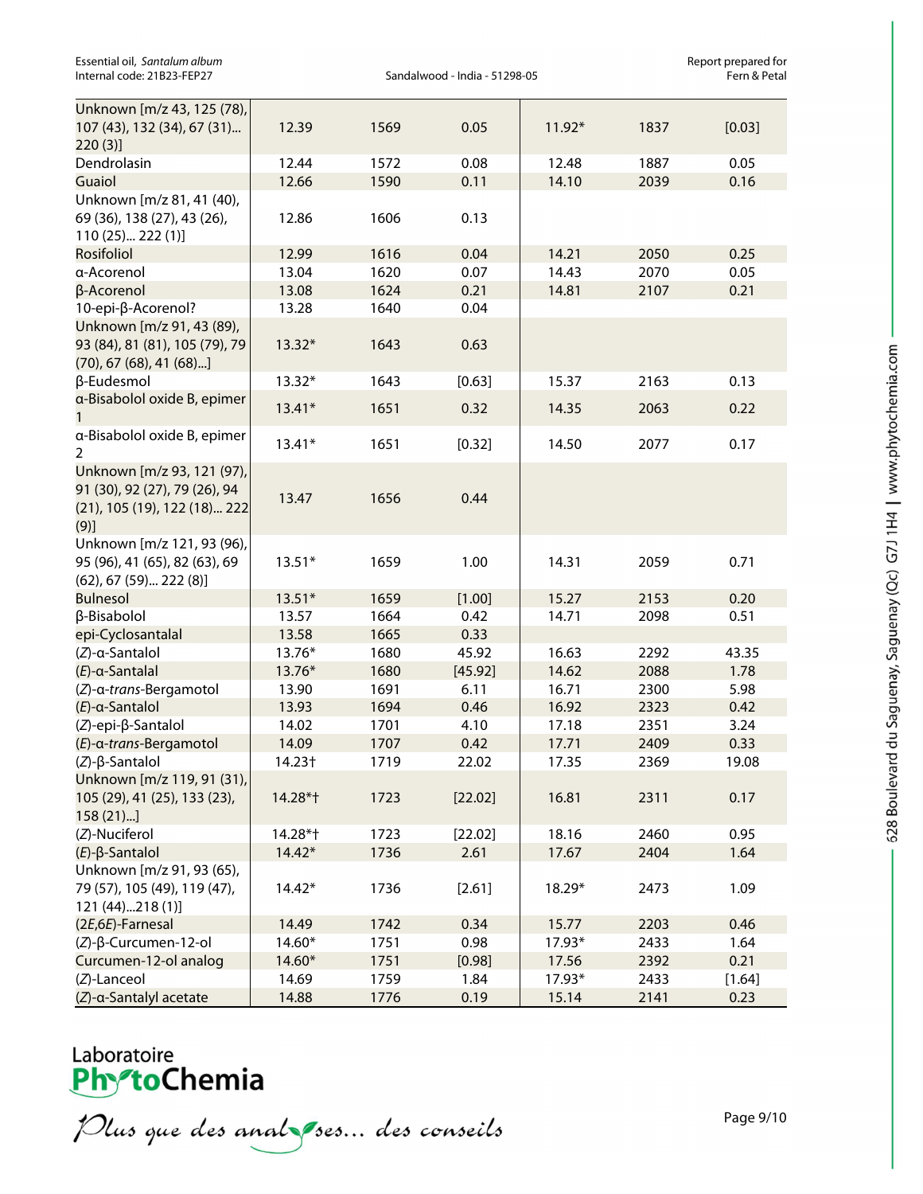| Unknown [m/z 43, 125 (78), 107 (43), 132 (34), 67 (31)... 220 (3)] | 12.39 | 1569 | 0.05 | 11.92* | 1837 | [0.03] |
|---|---|---|---|---|---|---|
| Dendrolasin | 12.44 | 1572 | 0.08 | 12.48 | 1887 | 0.05 |
| Guaiol | 12.66 | 1590 | 0.11 | 14.10 | 2039 | 0.16 |
| Unknown [m/z 81, 41 (40), 69 (36), 138 (27), 43 (26), 110 (25)... 222 (1)] | 12.86 | 1606 | 0.13 | | | |
| Rosifoliol | 12.99 | 1616 | 0.04 | 14.21 | 2050 | 0.25 |
| α-Acorenol | 13.04 | 1620 | 0.07 | 14.43 | 2070 | 0.05 |
| β-Acorenol | 13.08 | 1624 | 0.21 | 14.81 | 2107 | 0.21 |
| 10-epi-β-Acorenol? | 13.28 | 1640 | 0.04 | | | |
| Unknown [m/z 91, 43 (89), 93 (84), 81 (81), 105 (79), 79 (70), 67 (68), 41 (68)...] | 13.32* | 1643 | 0.63 | | | |
| β-Eudesmol | 13.32* | 1643 | [0.63] | 15.37 | 2163 | 0.13 |
| α-Bisabolol oxide B, epimer 1 | 13.41* | 1651 | 0.32 | 14.35 | 2063 | 0.22 |
| α-Bisabolol oxide B, epimer 2 | 13.41* | 1651 | [0.32] | 14.50 | 2077 | 0.17 |
| Unknown [m/z 93, 121 (97), 91 (30), 92 (27), 79 (26), 94 (21), 105 (19), 122 (18)... 222 (9)] | 13.47 | 1656 | 0.44 | | | |
| Unknown [m/z 121, 93 (96), 95 (96), 41 (65), 82 (63), 69 (62), 67 (59)... 222 (8)] | 13.51* | 1659 | 1.00 | 14.31 | 2059 | 0.71 |
| Bulnesol | 13.51* | 1659 | [1.00] | 15.27 | 2153 | 0.20 |
| β-Bisabolol | 13.57 | 1664 | 0.42 | 14.71 | 2098 | 0.51 |
| epi-Cyclosantalal | 13.58 | 1665 | 0.33 | | | |
| (*Z*)-α-Santalol | 13.76* | 1680 | 45.92 | 16.63 | 2292 | 43.35 |
| (*E*)-α-Santalal | 13.76* | 1680 | [45.92] | 14.62 | 2088 | 1.78 |
| (*Z*)-α-*trans*-Bergamotol | 13.90 | 1691 | 6.11 | 16.71 | 2300 | 5.98 |
| (*E*)-α-Santalol | 13.93 | 1694 | 0.46 | 16.92 | 2323 | 0.42 |
| (*Z*)-epi-β-Santalol | 14.02 | 1701 | 4.10 | 17.18 | 2351 | 3.24 |
| (*E*)-α-*trans*-Bergamotol | 14.09 | 1707 | 0.42 | 17.71 | 2409 | 0.33 |
| (*Z*)-β-Santalol | 14.23† | 1719 | 22.02 | 17.35 | 2369 | 19.08 |
| Unknown [m/z 119, 91 (31), 105 (29), 41 (25), 133 (23), 158 (21)...] | 14.28*† | 1723 | [22.02] | 16.81 | 2311 | 0.17 |
| (*Z*)-Nuciferol | 14.28*† | 1723 | [22.02] | 18.16 | 2460 | 0.95 |
| (*E*)-β-Santalol | 14.42* | 1736 | 2.61 | 17.67 | 2404 | 1.64 |
| Unknown [m/z 91, 93 (65), 79 (57), 105 (49), 119 (47), 121 (44)...218 (1)] | 14.42* | 1736 | [2.61] | 18.29* | 2473 | 1.09 |
| (2*E*,6*E*)-Farnesal | 14.49 | 1742 | 0.34 | 15.77 | 2203 | 0.46 |
| (*Z*)-β-Curcumen-12-ol | 14.60* | 1751 | 0.98 | 17.93* | 2433 | 1.64 |
| Curcumen-12-ol analog | 14.60* | 1751 | [0.98] | 17.56 | 2392 | 0.21 |
| (*Z*)-Lanceol | 14.69 | 1759 | 1.84 | 17.93* | 2433 | [1.64] |
| (*Z*)-α-Santalyl acetate | 14.88 | 1776 | 0.19 | 15.14 | 2141 | 0.23 |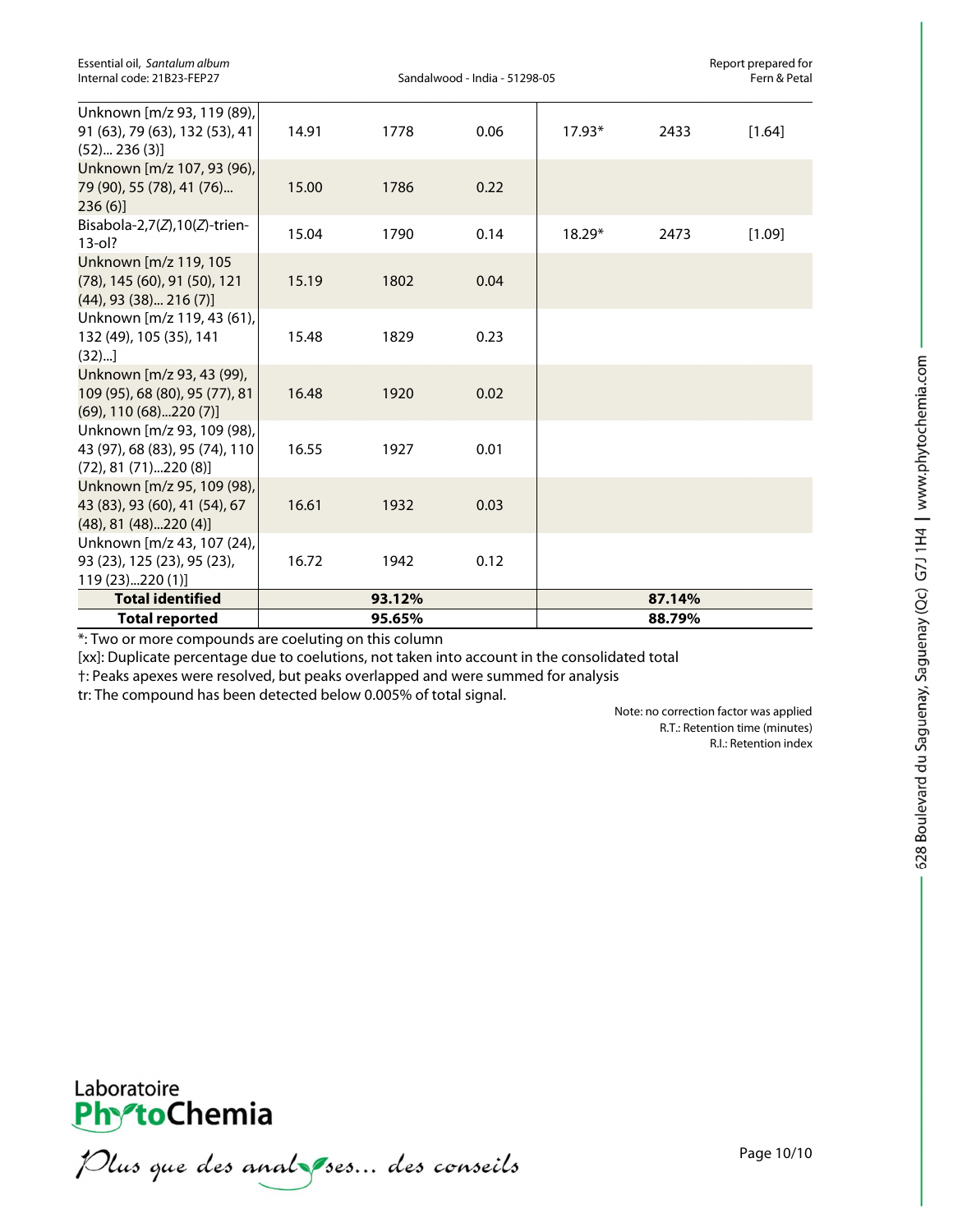| | | | | | | |
|---|---|---|---|---|---|---|
| Unknown [m/z 93, 119 (89), 91 (63), 79 (63), 132 (53), 41 (52)... 236 (3)] | 14.91 | 1778 | 0.06 | 17.93* | 2433 | [1.64] |
| Unknown [m/z 107, 93 (96), 79 (90), 55 (78), 41 (76)... 236 (6)] | 15.00 | 1786 | 0.22 | | | |
| Bisabola-2,7(*Z*),10(*Z*)-trien-13-ol? | 15.04 | 1790 | 0.14 | 18.29* | 2473 | [1.09] |
| Unknown [m/z 119, 105 (78), 145 (60), 91 (50), 121 (44), 93 (38)... 216 (7)] | 15.19 | 1802 | 0.04 | | | |
| Unknown [m/z 119, 43 (61), 132 (49), 105 (35), 141 (32)...] | 15.48 | 1829 | 0.23 | | | |
| Unknown [m/z 93, 43 (99), 109 (95), 68 (80), 95 (77), 81 (69), 110 (68)...220 (7)] | 16.48 | 1920 | 0.02 | | | |
| Unknown [m/z 93, 109 (98), 43 (97), 68 (83), 95 (74), 110 (72), 81 (71)...220 (8)] | 16.55 | 1927 | 0.01 | | | |
| Unknown [m/z 95, 109 (98), 43 (83), 93 (60), 41 (54), 67 (48), 81 (48)...220 (4)] | 16.61 | 1932 | 0.03 | | | |
| Unknown [m/z 43, 107 (24), 93 (23), 125 (23), 95 (23), 119 (23)...220 (1)] | 16.72 | 1942 | 0.12 | | | |
| **Total identified** | | **93.12%** | | | **87.14%** | |
| **Total reported** | | **95.65%** | | | **88.79%** | |

*: Two or more compounds are coeluting on this column

[xx]: Duplicate percentage due to coelutions, not taken into account in the consolidated total

†: Peaks apexes were resolved, but peaks overlapped and were summed for analysis

tr: The compound has been detected below 0.005% of total signal.

Note: no correction factor was applied

R.T.: Retention time (minutes)

R.I.: Retention index